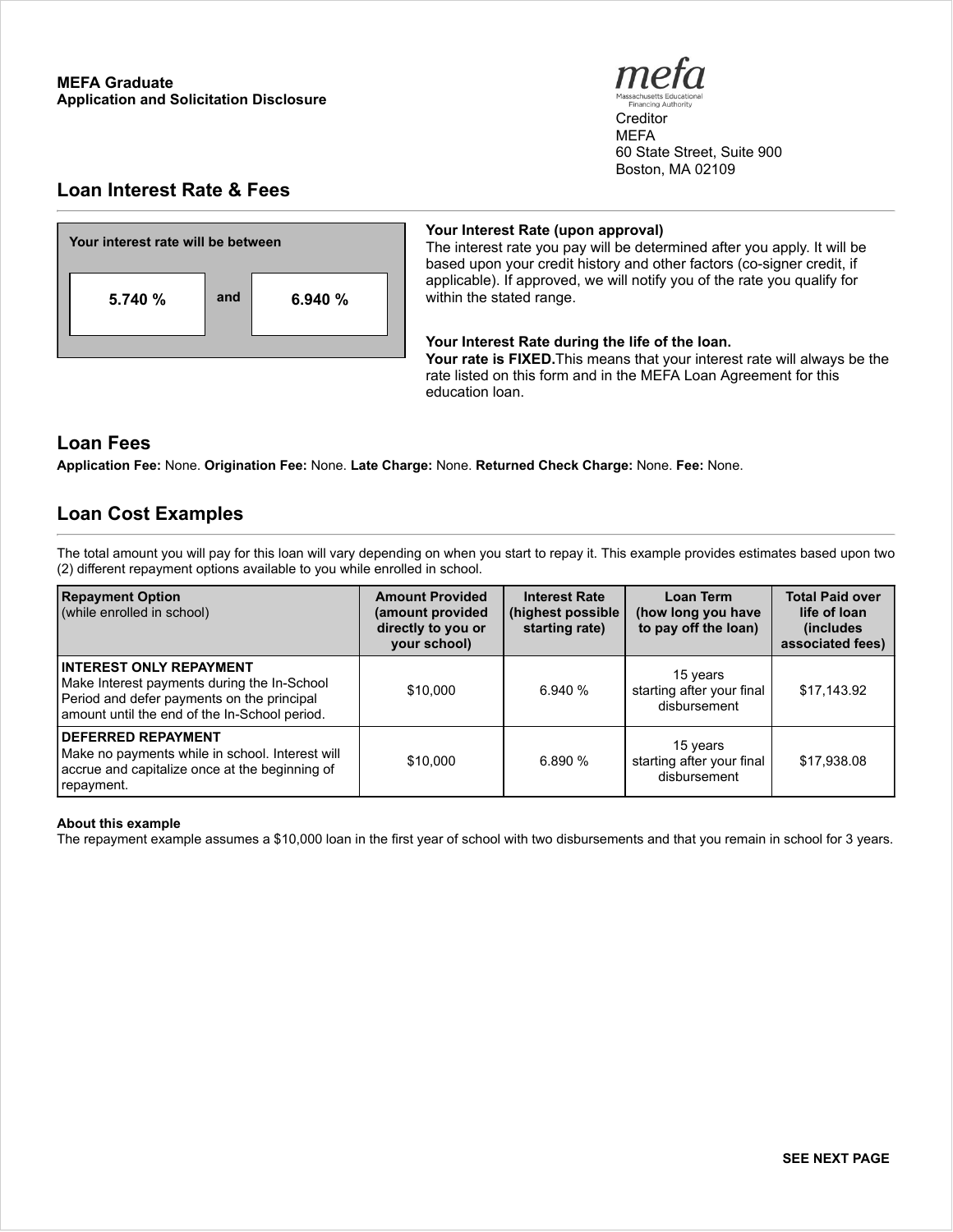**MEFA Graduate**
**Application and Solicitation Disclosure**

mefa
Massachusetts Educational Financing Authority

Creditor
MEFA
60 State Street, Suite 900
Boston, MA 02109

## Loan Interest Rate & Fees

| Your interest rate will be between | | |
|---|---|---|
| **5.740 %** | **and** | **6.940 %** |

**Your Interest Rate (upon approval)**
The interest rate you pay will be determined after you apply. It will be based upon your credit history and other factors (co-signer credit, if applicable). If approved, we will notify you of the rate you qualify for within the stated range.

**Your Interest Rate during the life of the loan.**
**Your rate is FIXED.**This means that your interest rate will always be the rate listed on this form and in the MEFA Loan Agreement for this education loan.

## Loan Fees

**Application Fee:** None. **Origination Fee:** None. **Late Charge:** None. **Returned Check Charge:** None. **Fee:** None.

## Loan Cost Examples

The total amount you will pay for this loan will vary depending on when you start to repay it. This example provides estimates based upon two (2) different repayment options available to you while enrolled in school.

| **Repayment Option** (while enrolled in school) | **Amount Provided (amount provided directly to you or your school)** | **Interest Rate (highest possible starting rate)** | **Loan Term (how long you have to pay off the loan)** | **Total Paid over life of loan (includes associated fees)** |
|---|---|---|---|---|
| **INTEREST ONLY REPAYMENT** Make Interest payments during the In-School Period and defer payments on the principal amount until the end of the In-School period. | $10,000 | 6.940 % | 15 years starting after your final disbursement | $17,143.92 |
| **DEFERRED REPAYMENT** Make no payments while in school. Interest will accrue and capitalize once at the beginning of repayment. | $10,000 | 6.890 % | 15 years starting after your final disbursement | $17,938.08 |

**About this example**
The repayment example assumes a $10,000 loan in the first year of school with two disbursements and that you remain in school for 3 years.

**SEE NEXT PAGE**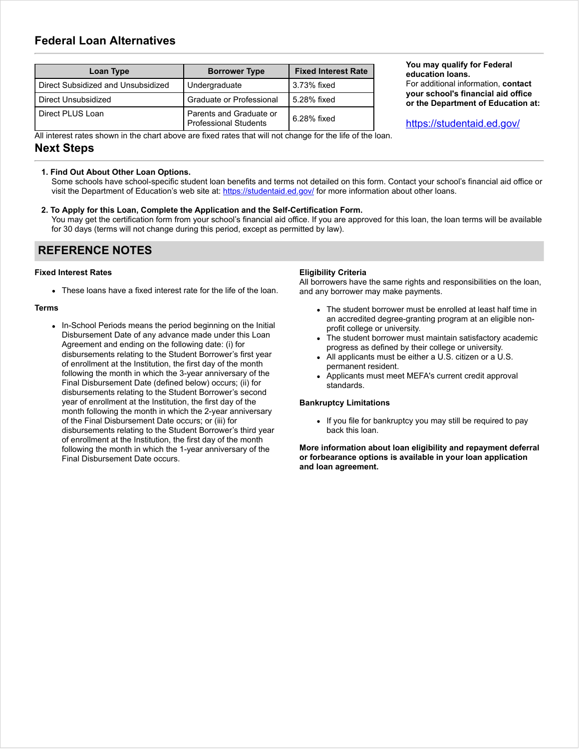## Federal Loan Alternatives

| Loan Type | Borrower Type | Fixed Interest Rate |
| --- | --- | --- |
| Direct Subsidized and Unsubsidized | Undergraduate | 3.73% fixed |
| Direct Unsubsidized | Graduate or Professional | 5.28% fixed |
| Direct PLUS Loan | Parents and Graduate or Professional Students | 6.28% fixed |

All interest rates shown in the chart above are fixed rates that will not change for the life of the loan.

**You may qualify for Federal education loans.**
For additional information, **contact your school's financial aid office or the Department of Education at:**

https://studentaid.ed.gov/

## Next Steps

1. **Find Out About Other Loan Options.**
   Some schools have school-specific student loan benefits and terms not detailed on this form. Contact your school's financial aid office or visit the Department of Education's web site at: https://studentaid.ed.gov/ for more information about other loans.

2. **To Apply for this Loan, Complete the Application and the Self-Certification Form.**
   You may get the certification form from your school's financial aid office. If you are approved for this loan, the loan terms will be available for 30 days (terms will not change during this period, except as permitted by law).

## REFERENCE NOTES

**Fixed Interest Rates**

- These loans have a fixed interest rate for the life of the loan.

**Terms**

- In-School Periods means the period beginning on the Initial Disbursement Date of any advance made under this Loan Agreement and ending on the following date: (i) for disbursements relating to the Student Borrower's first year of enrollment at the Institution, the first day of the month following the month in which the 3-year anniversary of the Final Disbursement Date (defined below) occurs; (ii) for disbursements relating to the Student Borrower's second year of enrollment at the Institution, the first day of the month following the month in which the 2-year anniversary of the Final Disbursement Date occurs; or (iii) for disbursements relating to the Student Borrower's third year of enrollment at the Institution, the first day of the month following the month in which the 1-year anniversary of the Final Disbursement Date occurs.

**Eligibility Criteria**
All borrowers have the same rights and responsibilities on the loan, and any borrower may make payments.

- The student borrower must be enrolled at least half time in an accredited degree-granting program at an eligible non-profit college or university.
- The student borrower must maintain satisfactory academic progress as defined by their college or university.
- All applicants must be either a U.S. citizen or a U.S. permanent resident.
- Applicants must meet MEFA's current credit approval standards.

**Bankruptcy Limitations**

- If you file for bankruptcy you may still be required to pay back this loan.

**More information about loan eligibility and repayment deferral or forbearance options is available in your loan application and loan agreement.**